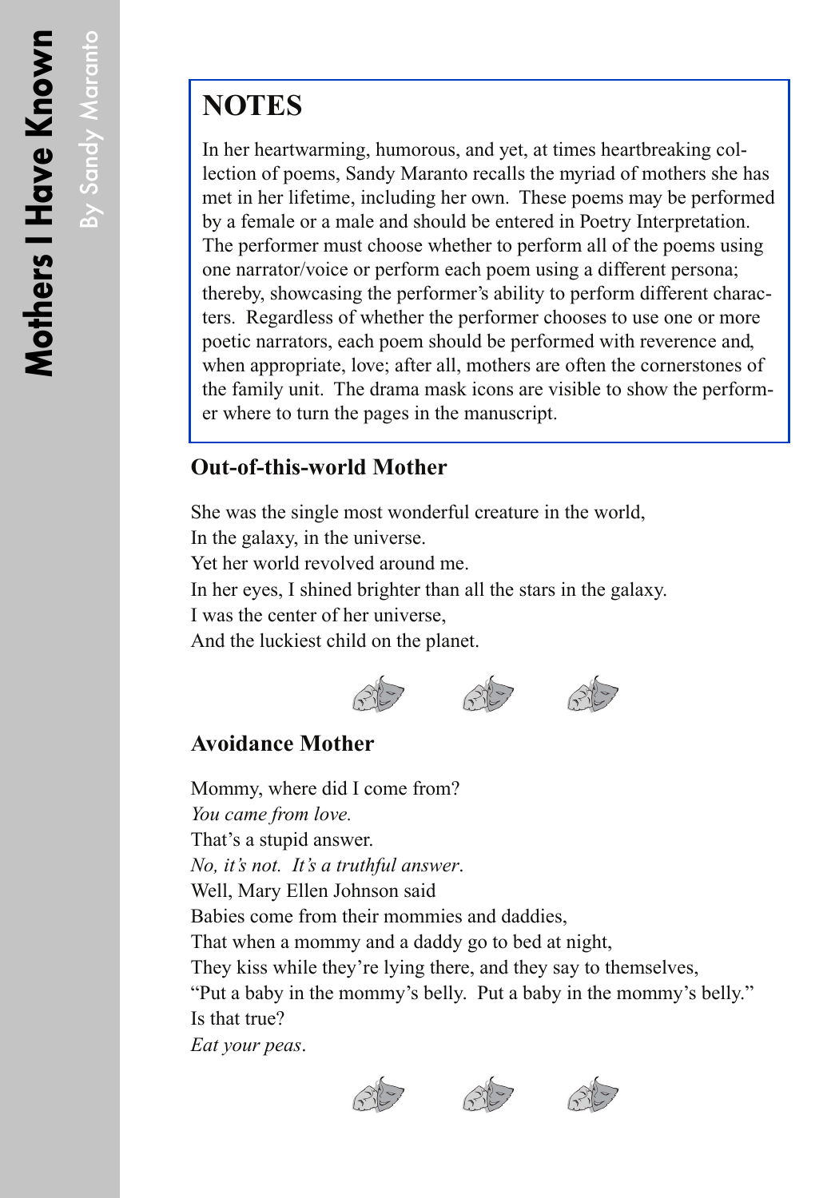## NOTES

In her heartwarming, humorous, and yet, at times heartbreaking collection of poems, Sandy Maranto recalls the myriad of mothers she has met in her lifetime, including her own. These poems may be performed by a female or a male and should be entered in Poetry Interpretation. The performer must choose whether to perform all of the poems using one narrator/voice or perform each poem using a different persona; thereby, showcasing the performer's ability to perform different characters. Regardless of whether the performer chooses to use one or more poetic narrators, each poem should be performed with reverence and, when appropriate, love; after all, mothers are often the cornerstones of the family unit. The drama mask icons are visible to show the performer where to turn the pages in the manuscript.

### Out-of-this-world Mother

She was the single most wonderful creature in the world,  
In the galaxy, in the universe.  
Yet her world revolved around me.  
In her eyes, I shined brighter than all the stars in the galaxy.  
I was the center of her universe,  
And the luckiest child on the planet.

### Avoidance Mother

Mommy, where did I come from?  
*You came from love.*  
That's a stupid answer.  
*No, it's not. It's a truthful answer.*  
Well, Mary Ellen Johnson said  
Babies come from their mommies and daddies,  
That when a mommy and a daddy go to bed at night,  
They kiss while they're lying there, and they say to themselves,  
"Put a baby in the mommy's belly. Put a baby in the mommy's belly."  
Is that true?  
*Eat your peas.*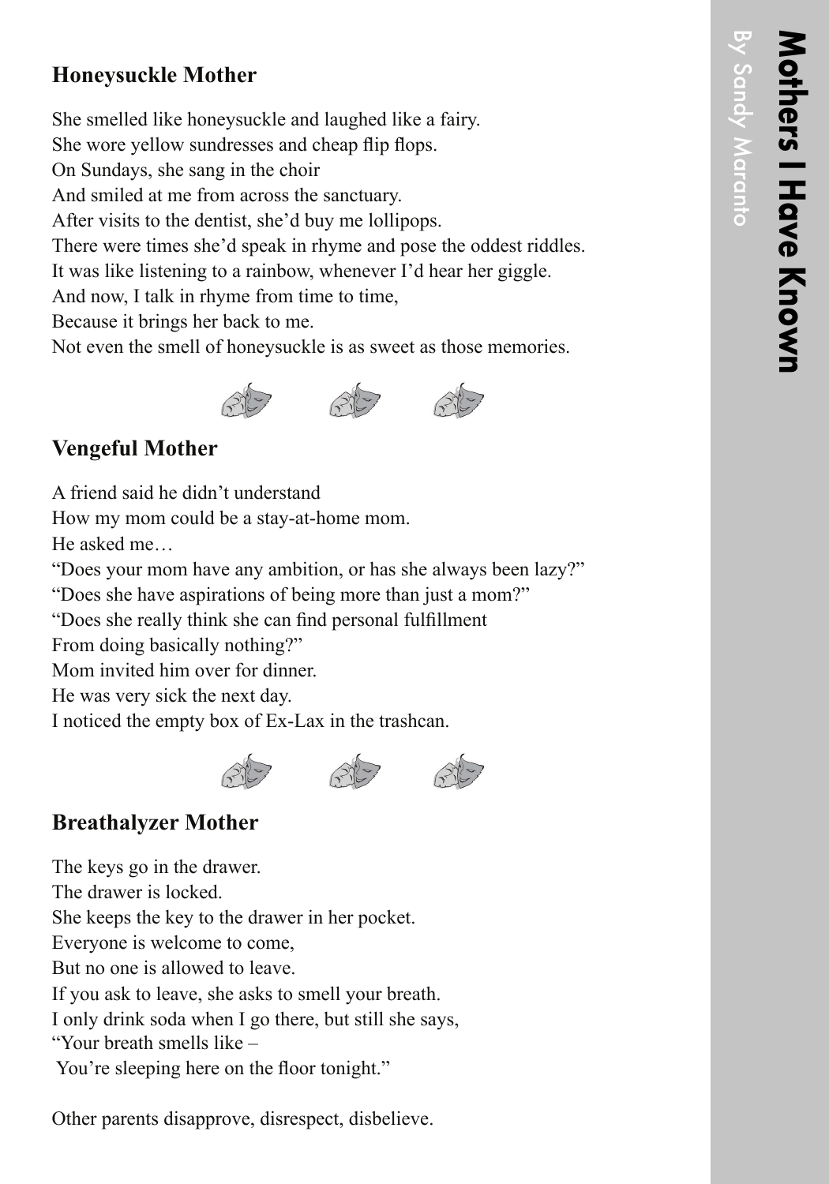### Honeysuckle Mother

She smelled like honeysuckle and laughed like a fairy.
She wore yellow sundresses and cheap flip flops.
On Sundays, she sang in the choir
And smiled at me from across the sanctuary.
After visits to the dentist, she'd buy me lollipops.
There were times she'd speak in rhyme and pose the oddest riddles.
It was like listening to a rainbow, whenever I'd hear her giggle.
And now, I talk in rhyme from time to time,
Because it brings her back to me.
Not even the smell of honeysuckle is as sweet as those memories.

### Vengeful Mother

A friend said he didn't understand
How my mom could be a stay-at-home mom.
He asked me…
"Does your mom have any ambition, or has she always been lazy?"
"Does she have aspirations of being more than just a mom?"
"Does she really think she can find personal fulfillment
From doing basically nothing?"
Mom invited him over for dinner.
He was very sick the next day.
I noticed the empty box of Ex-Lax in the trashcan.

### Breathalyzer Mother

The keys go in the drawer.
The drawer is locked.
She keeps the key to the drawer in her pocket.
Everyone is welcome to come,
But no one is allowed to leave.
If you ask to leave, she asks to smell your breath.
I only drink soda when I go there, but still she says,
"Your breath smells like –
You're sleeping here on the floor tonight."

Other parents disapprove, disrespect, disbelieve.